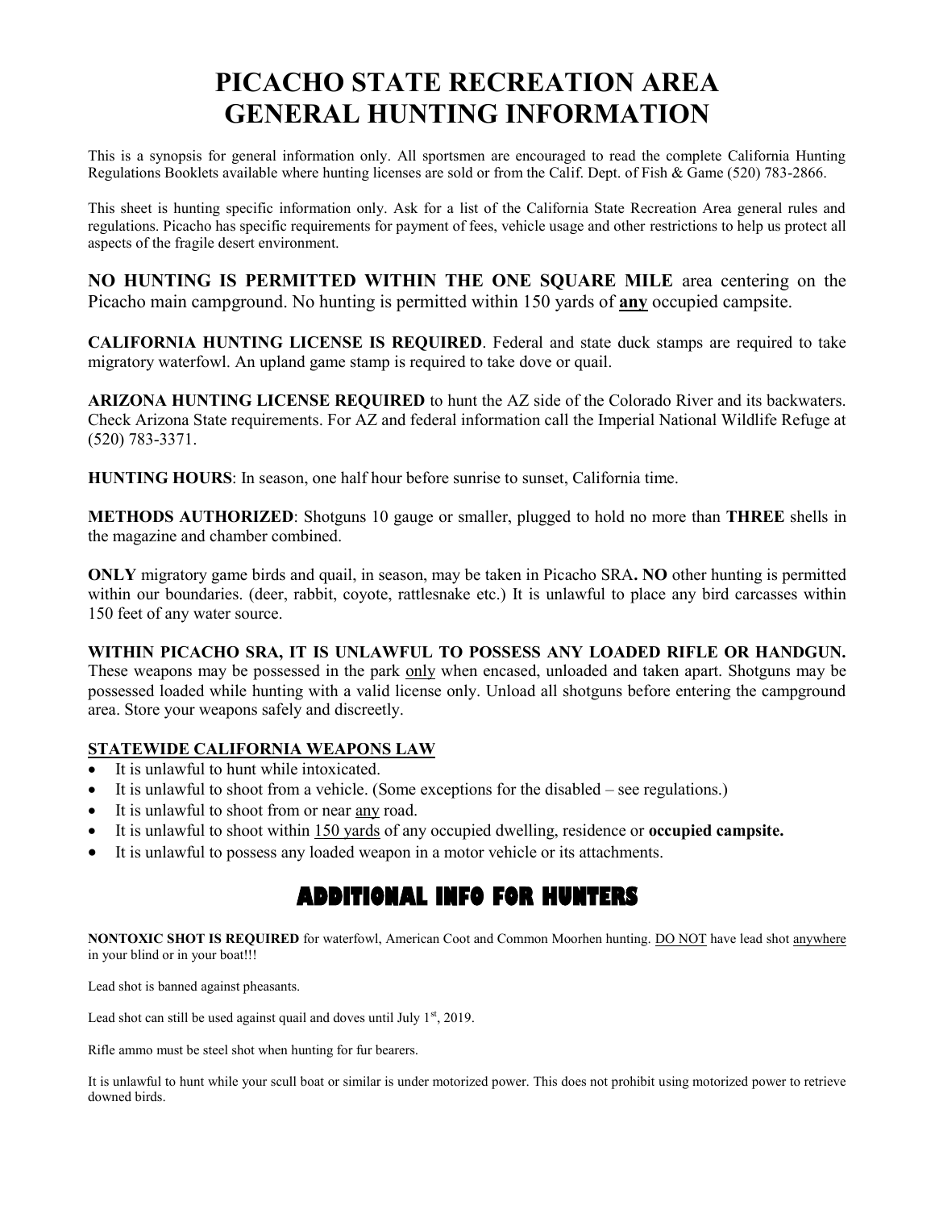# PICACHO STATE RECREATION AREA GENERAL HUNTING INFORMATION

This is a synopsis for general information only. All sportsmen are encouraged to read the complete California Hunting Regulations Booklets available where hunting licenses are sold or from the Calif. Dept. of Fish & Game (520) 783-2866.

This sheet is hunting specific information only. Ask for a list of the California State Recreation Area general rules and regulations. Picacho has specific requirements for payment of fees, vehicle usage and other restrictions to help us protect all aspects of the fragile desert environment.

**NO HUNTING IS PERMITTED WITHIN THE ONE SQUARE MILE** area centering on the Picacho main campground. No hunting is permitted within 150 yards of **<u>any</u>** occupied campsite.

**CALIFORNIA HUNTING LICENSE IS REQUIRED**. Federal and state duck stamps are required to take migratory waterfowl. An upland game stamp is required to take dove or quail.

**ARIZONA HUNTING LICENSE REQUIRED** to hunt the AZ side of the Colorado River and its backwaters. Check Arizona State requirements. For AZ and federal information call the Imperial National Wildlife Refuge at (520) 783-3371.

**HUNTING HOURS**: In season, one half hour before sunrise to sunset, California time.

**METHODS AUTHORIZED**: Shotguns 10 gauge or smaller, plugged to hold no more than **THREE** shells in the magazine and chamber combined.

**ONLY** migratory game birds and quail, in season, may be taken in Picacho SRA**. NO** other hunting is permitted within our boundaries. (deer, rabbit, coyote, rattlesnake etc.) It is unlawful to place any bird carcasses within 150 feet of any water source.

**WITHIN PICACHO SRA, IT IS UNLAWFUL TO POSSESS ANY LOADED RIFLE OR HANDGUN.** These weapons may be possessed in the park <u>only</u> when encased, unloaded and taken apart. Shotguns may be possessed loaded while hunting with a valid license only. Unload all shotguns before entering the campground area. Store your weapons safely and discreetly.

**<u>STATEWIDE CALIFORNIA WEAPONS LAW</u>**

- It is unlawful to hunt while intoxicated.
- It is unlawful to shoot from a vehicle. (Some exceptions for the disabled – see regulations.)
- It is unlawful to shoot from or near <u>any</u> road.
- It is unlawful to shoot within <u>150 yards</u> of any occupied dwelling, residence or **occupied campsite.**
- It is unlawful to possess any loaded weapon in a motor vehicle or its attachments.

## ADDITIONAL INFO FOR HUNTERS

**NONTOXIC SHOT IS REQUIRED** for waterfowl, American Coot and Common Moorhen hunting. <u>DO NOT</u> have lead shot <u>anywhere</u> in your blind or in your boat!!!

Lead shot is banned against pheasants.

Lead shot can still be used against quail and doves until July 1st, 2019.

Rifle ammo must be steel shot when hunting for fur bearers.

It is unlawful to hunt while your scull boat or similar is under motorized power. This does not prohibit using motorized power to retrieve downed birds.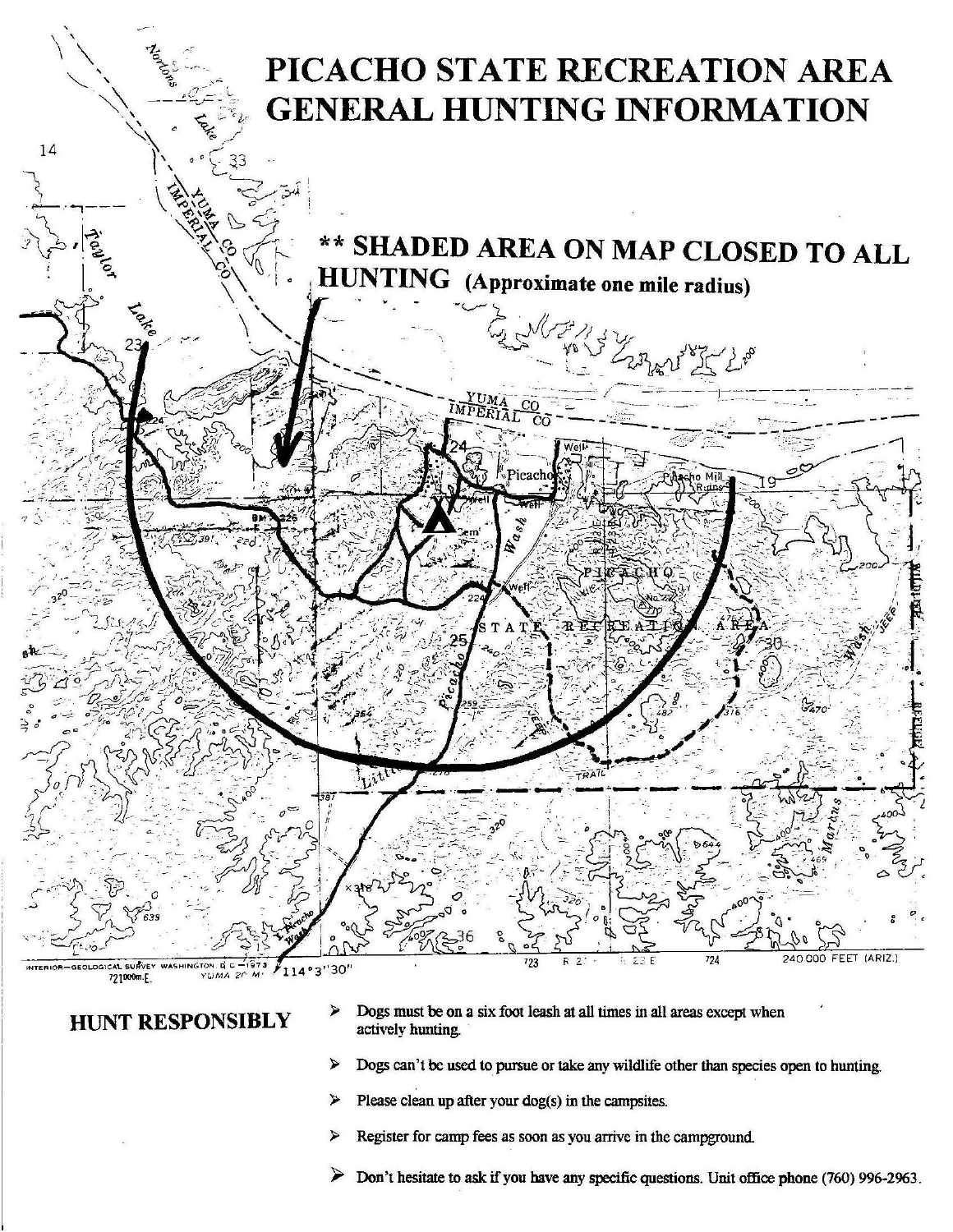# PICACHO STATE RECREATION AREA GENERAL HUNTING INFORMATION

**** SHADED AREA ON MAP CLOSED TO ALL HUNTING** (Approximate one mile radius)

Nortons Lake

Taylor Lake

YUMA CO
IMPERIAL CO

Picacho

Picacho Mill Ruins

Well

Cem

Wash

PICACHO STATE RECREATION AREA

Picacho Wash

Little

JEEP

TRAIL

Marcus

REFUGE

14 33 34 23 24 24 25 19 30 36

INTERIOR—GEOLOGICAL SURVEY, WASHINGTON, D C —1973
YUMA 20 M

721000m E.

114°3"30"

723 R 23 E 724 240 000 FEET (ARIZ.)

## HUNT RESPONSIBLY

- Dogs must be on a six foot leash at all times in all areas except when actively hunting.
- Dogs can't be used to pursue or take any wildlife other than species open to hunting.
- Please clean up after your dog(s) in the campsites.
- Register for camp fees as soon as you arrive in the campground.
- Don't hesitate to ask if you have any specific questions. Unit office phone (760) 996-2963.